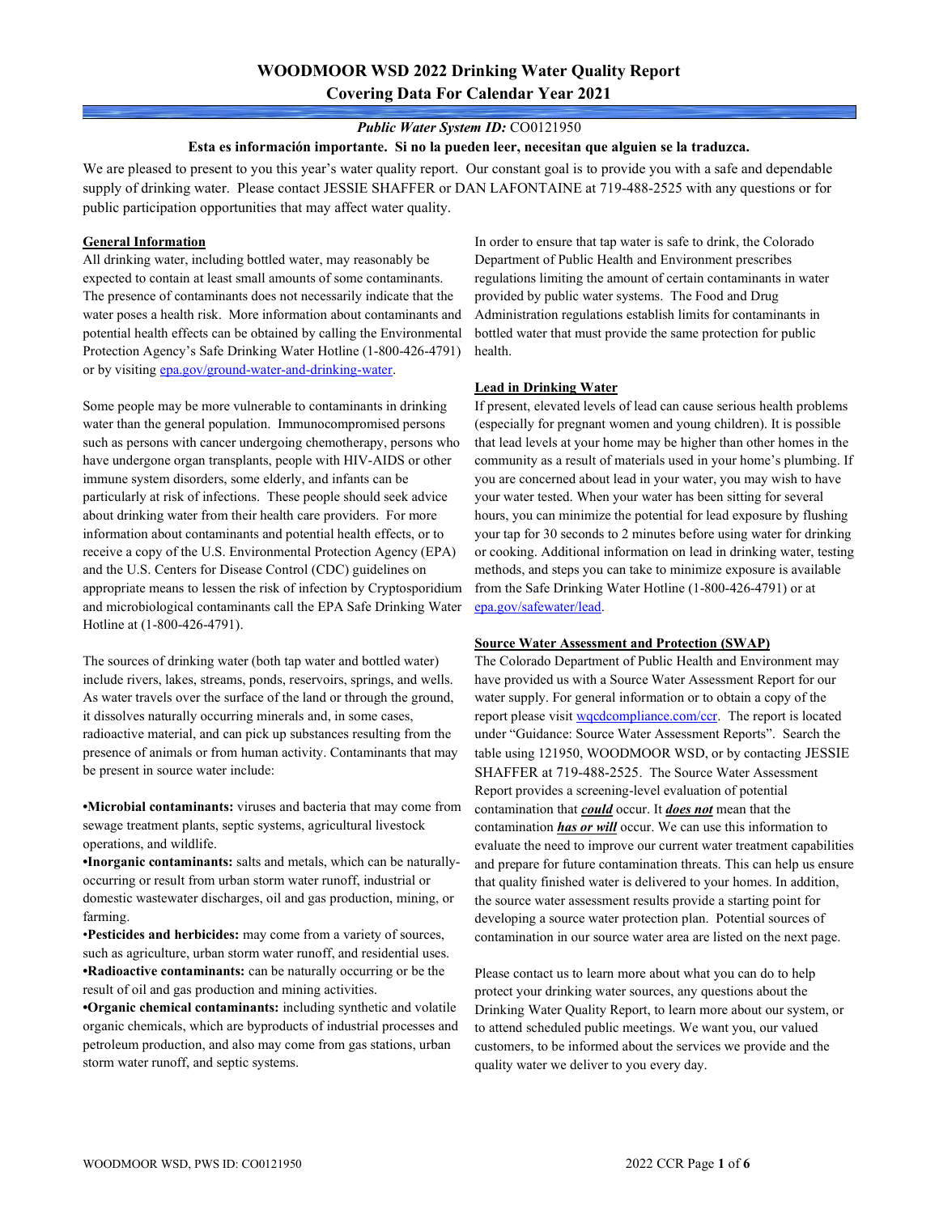# WOODMOOR WSD 2022 Drinking Water Quality Report
## Covering Data For Calendar Year 2021

***Public Water System ID:*** CO0121950

**Esta es información importante. Si no la pueden leer, necesitan que alguien se la traduzca.**

We are pleased to present to you this year's water quality report. Our constant goal is to provide you with a safe and dependable supply of drinking water. Please contact JESSIE SHAFFER or DAN LAFONTAINE at 719-488-2525 with any questions or for public participation opportunities that may affect water quality.

### General Information

All drinking water, including bottled water, may reasonably be expected to contain at least small amounts of some contaminants. The presence of contaminants does not necessarily indicate that the water poses a health risk. More information about contaminants and potential health effects can be obtained by calling the Environmental Protection Agency's Safe Drinking Water Hotline (1-800-426-4791) or by visiting epa.gov/ground-water-and-drinking-water.

Some people may be more vulnerable to contaminants in drinking water than the general population. Immunocompromised persons such as persons with cancer undergoing chemotherapy, persons who have undergone organ transplants, people with HIV-AIDS or other immune system disorders, some elderly, and infants can be particularly at risk of infections. These people should seek advice about drinking water from their health care providers. For more information about contaminants and potential health effects, or to receive a copy of the U.S. Environmental Protection Agency (EPA) and the U.S. Centers for Disease Control (CDC) guidelines on appropriate means to lessen the risk of infection by Cryptosporidium and microbiological contaminants call the EPA Safe Drinking Water Hotline at (1-800-426-4791).

The sources of drinking water (both tap water and bottled water) include rivers, lakes, streams, ponds, reservoirs, springs, and wells. As water travels over the surface of the land or through the ground, it dissolves naturally occurring minerals and, in some cases, radioactive material, and can pick up substances resulting from the presence of animals or from human activity. Contaminants that may be present in source water include:

- **Microbial contaminants:** viruses and bacteria that may come from sewage treatment plants, septic systems, agricultural livestock operations, and wildlife.
- **Inorganic contaminants:** salts and metals, which can be naturally-occurring or result from urban storm water runoff, industrial or domestic wastewater discharges, oil and gas production, mining, or farming.
- **Pesticides and herbicides:** may come from a variety of sources, such as agriculture, urban storm water runoff, and residential uses.
- **Radioactive contaminants:** can be naturally occurring or be the result of oil and gas production and mining activities.
- **Organic chemical contaminants:** including synthetic and volatile organic chemicals, which are byproducts of industrial processes and petroleum production, and also may come from gas stations, urban storm water runoff, and septic systems.

In order to ensure that tap water is safe to drink, the Colorado Department of Public Health and Environment prescribes regulations limiting the amount of certain contaminants in water provided by public water systems. The Food and Drug Administration regulations establish limits for contaminants in bottled water that must provide the same protection for public health.

### Lead in Drinking Water

If present, elevated levels of lead can cause serious health problems (especially for pregnant women and young children). It is possible that lead levels at your home may be higher than other homes in the community as a result of materials used in your home's plumbing. If you are concerned about lead in your water, you may wish to have your water tested. When your water has been sitting for several hours, you can minimize the potential for lead exposure by flushing your tap for 30 seconds to 2 minutes before using water for drinking or cooking. Additional information on lead in drinking water, testing methods, and steps you can take to minimize exposure is available from the Safe Drinking Water Hotline (1-800-426-4791) or at epa.gov/safewater/lead.

### Source Water Assessment and Protection (SWAP)

The Colorado Department of Public Health and Environment may have provided us with a Source Water Assessment Report for our water supply. For general information or to obtain a copy of the report please visit wqcdcompliance.com/ccr. The report is located under "Guidance: Source Water Assessment Reports". Search the table using 121950, WOODMOOR WSD, or by contacting JESSIE SHAFFER at 719-488-2525. The Source Water Assessment Report provides a screening-level evaluation of potential contamination that ***could*** occur. It ***does not*** mean that the contamination ***has or will*** occur. We can use this information to evaluate the need to improve our current water treatment capabilities and prepare for future contamination threats. This can help us ensure that quality finished water is delivered to your homes. In addition, the source water assessment results provide a starting point for developing a source water protection plan. Potential sources of contamination in our source water area are listed on the next page.

Please contact us to learn more about what you can do to help protect your drinking water sources, any questions about the Drinking Water Quality Report, to learn more about our system, or to attend scheduled public meetings. We want you, our valued customers, to be informed about the services we provide and the quality water we deliver to you every day.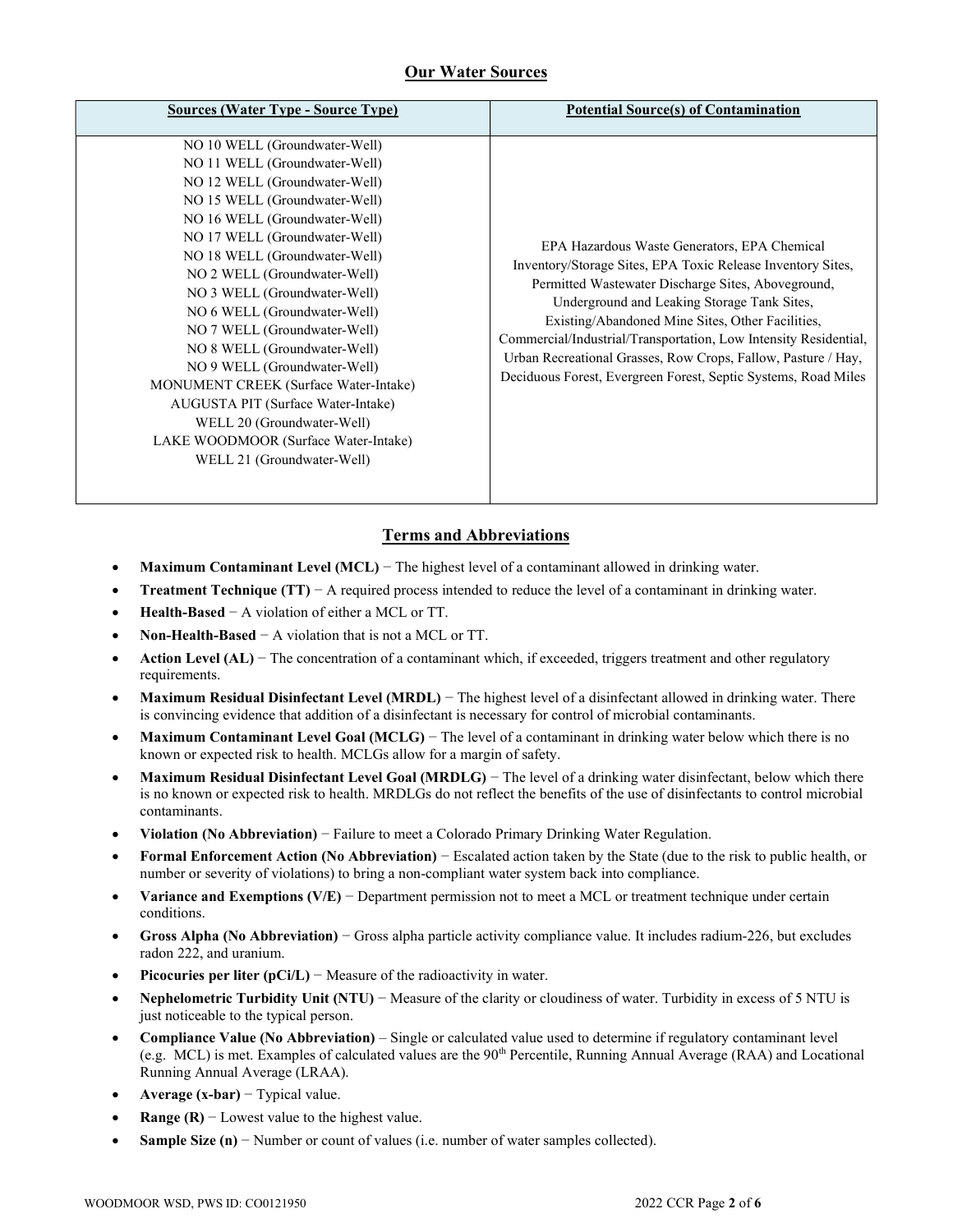## Our Water Sources

| Sources (Water Type - Source Type) | Potential Source(s) of Contamination |
|---|---|
| NO 10 WELL (Groundwater-Well)<br>NO 11 WELL (Groundwater-Well)<br>NO 12 WELL (Groundwater-Well)<br>NO 15 WELL (Groundwater-Well)<br>NO 16 WELL (Groundwater-Well)<br>NO 17 WELL (Groundwater-Well)<br>NO 18 WELL (Groundwater-Well)<br>NO 2 WELL (Groundwater-Well)<br>NO 3 WELL (Groundwater-Well)<br>NO 6 WELL (Groundwater-Well)<br>NO 7 WELL (Groundwater-Well)<br>NO 8 WELL (Groundwater-Well)<br>NO 9 WELL (Groundwater-Well)<br>MONUMENT CREEK (Surface Water-Intake)<br>AUGUSTA PIT (Surface Water-Intake)<br>WELL 20 (Groundwater-Well)<br>LAKE WOODMOOR (Surface Water-Intake)<br>WELL 21 (Groundwater-Well) | EPA Hazardous Waste Generators, EPA Chemical Inventory/Storage Sites, EPA Toxic Release Inventory Sites, Permitted Wastewater Discharge Sites, Aboveground, Underground and Leaking Storage Tank Sites, Existing/Abandoned Mine Sites, Other Facilities, Commercial/Industrial/Transportation, Low Intensity Residential, Urban Recreational Grasses, Row Crops, Fallow, Pasture / Hay, Deciduous Forest, Evergreen Forest, Septic Systems, Road Miles |

## Terms and Abbreviations

- **Maximum Contaminant Level (MCL)** − The highest level of a contaminant allowed in drinking water.
- **Treatment Technique (TT)** − A required process intended to reduce the level of a contaminant in drinking water.
- **Health-Based** − A violation of either a MCL or TT.
- **Non-Health-Based** − A violation that is not a MCL or TT.
- **Action Level (AL)** − The concentration of a contaminant which, if exceeded, triggers treatment and other regulatory requirements.
- **Maximum Residual Disinfectant Level (MRDL)** − The highest level of a disinfectant allowed in drinking water. There is convincing evidence that addition of a disinfectant is necessary for control of microbial contaminants.
- **Maximum Contaminant Level Goal (MCLG)** − The level of a contaminant in drinking water below which there is no known or expected risk to health. MCLGs allow for a margin of safety.
- **Maximum Residual Disinfectant Level Goal (MRDLG)** − The level of a drinking water disinfectant, below which there is no known or expected risk to health. MRDLGs do not reflect the benefits of the use of disinfectants to control microbial contaminants.
- **Violation (No Abbreviation)** − Failure to meet a Colorado Primary Drinking Water Regulation.
- **Formal Enforcement Action (No Abbreviation)** − Escalated action taken by the State (due to the risk to public health, or number or severity of violations) to bring a non-compliant water system back into compliance.
- **Variance and Exemptions (V/E)** − Department permission not to meet a MCL or treatment technique under certain conditions.
- **Gross Alpha (No Abbreviation)** − Gross alpha particle activity compliance value. It includes radium-226, but excludes radon 222, and uranium.
- **Picocuries per liter (pCi/L)** − Measure of the radioactivity in water.
- **Nephelometric Turbidity Unit (NTU)** − Measure of the clarity or cloudiness of water. Turbidity in excess of 5 NTU is just noticeable to the typical person.
- **Compliance Value (No Abbreviation)** – Single or calculated value used to determine if regulatory contaminant level (e.g. MCL) is met. Examples of calculated values are the 90th Percentile, Running Annual Average (RAA) and Locational Running Annual Average (LRAA).
- **Average (x-bar)** − Typical value.
- **Range (R)** − Lowest value to the highest value.
- **Sample Size (n)** − Number or count of values (i.e. number of water samples collected).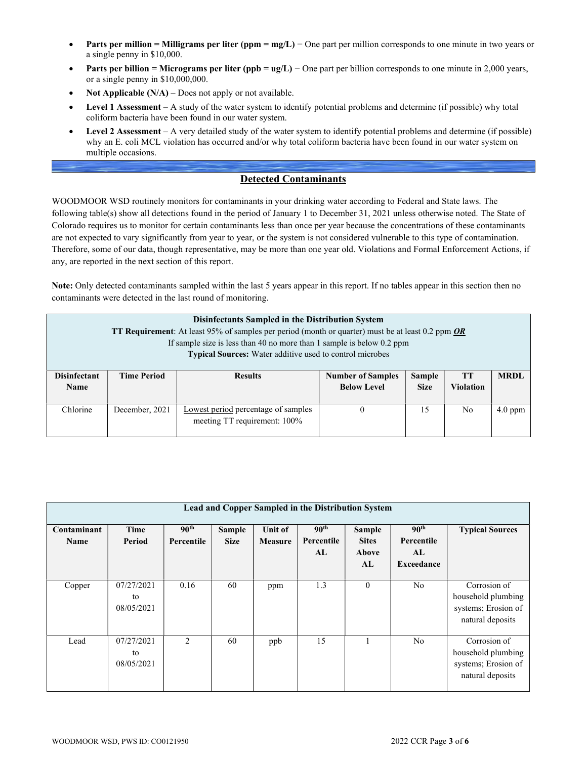- **Parts per million = Milligrams per liter (ppm = mg/L)** − One part per million corresponds to one minute in two years or a single penny in $10,000.
- **Parts per billion = Micrograms per liter (ppb = ug/L)** − One part per billion corresponds to one minute in 2,000 years, or a single penny in $10,000,000.
- **Not Applicable (N/A)** – Does not apply or not available.
- **Level 1 Assessment** – A study of the water system to identify potential problems and determine (if possible) why total coliform bacteria have been found in our water system.
- **Level 2 Assessment** – A very detailed study of the water system to identify potential problems and determine (if possible) why an E. coli MCL violation has occurred and/or why total coliform bacteria have been found in our water system on multiple occasions.

## Detected Contaminants

WOODMOOR WSD routinely monitors for contaminants in your drinking water according to Federal and State laws. The following table(s) show all detections found in the period of January 1 to December 31, 2021 unless otherwise noted. The State of Colorado requires us to monitor for certain contaminants less than once per year because the concentrations of these contaminants are not expected to vary significantly from year to year, or the system is not considered vulnerable to this type of contamination. Therefore, some of our data, though representative, may be more than one year old. Violations and Formal Enforcement Actions, if any, are reported in the next section of this report.

**Note:** Only detected contaminants sampled within the last 5 years appear in this report. If no tables appear in this section then no contaminants were detected in the last round of monitoring.

**Disinfectants Sampled in the Distribution System**
**TT Requirement**: At least 95% of samples per period (month or quarter) must be at least 0.2 ppm ***OR***
If sample size is less than 40 no more than 1 sample is below 0.2 ppm
**Typical Sources:** Water additive used to control microbes

| Disinfectant Name | Time Period | Results | Number of Samples Below Level | Sample Size | TT Violation | MRDL |
|---|---|---|---|---|---|---|
| Chlorine | December, 2021 | Lowest period percentage of samples meeting TT requirement: 100% | 0 | 15 | No | 4.0 ppm |

**Lead and Copper Sampled in the Distribution System**

| Contaminant Name | Time Period | 90th Percentile | Sample Size | Unit of Measure | 90th Percentile AL | Sample Sites Above AL | 90th Percentile AL Exceedance | Typical Sources |
|---|---|---|---|---|---|---|---|---|
| Copper | 07/27/2021 to 08/05/2021 | 0.16 | 60 | ppm | 1.3 | 0 | No | Corrosion of household plumbing systems; Erosion of natural deposits |
| Lead | 07/27/2021 to 08/05/2021 | 2 | 60 | ppb | 15 | 1 | No | Corrosion of household plumbing systems; Erosion of natural deposits |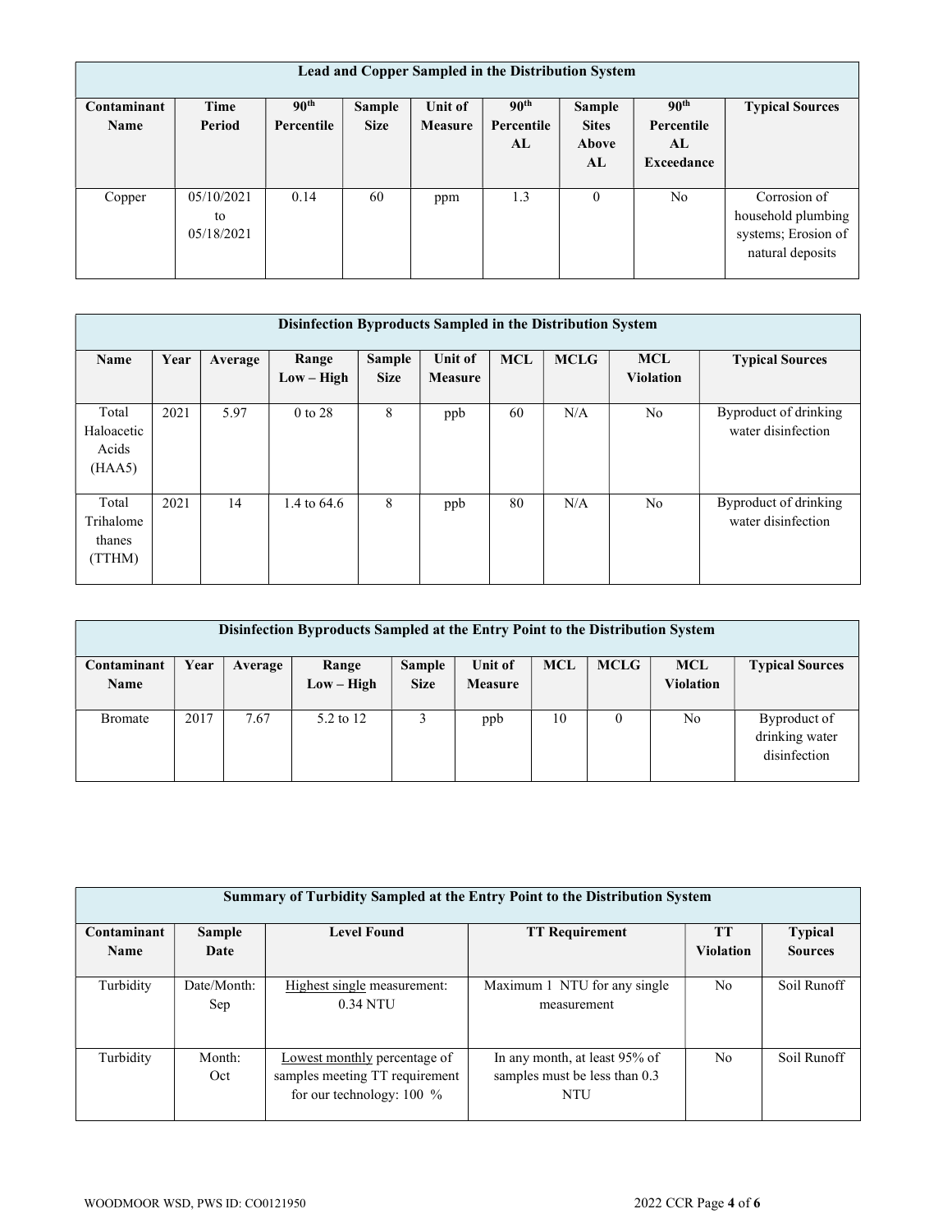| Lead and Copper Sampled in the Distribution System | | | | | | | | |
|---|---|---|---|---|---|---|---|---|
| **Contaminant Name** | **Time Period** | **90th Percentile** | **Sample Size** | **Unit of Measure** | **90th Percentile AL** | **Sample Sites Above AL** | **90th Percentile AL Exceedance** | **Typical Sources** |
| Copper | 05/10/2021 to 05/18/2021 | 0.14 | 60 | ppm | 1.3 | 0 | No | Corrosion of household plumbing systems; Erosion of natural deposits |

| Disinfection Byproducts Sampled in the Distribution System | | | | | | | | | |
|---|---|---|---|---|---|---|---|---|---|
| **Name** | **Year** | **Average** | **Range Low – High** | **Sample Size** | **Unit of Measure** | **MCL** | **MCLG** | **MCL Violation** | **Typical Sources** |
| Total Haloacetic Acids (HAA5) | 2021 | 5.97 | 0 to 28 | 8 | ppb | 60 | N/A | No | Byproduct of drinking water disinfection |
| Total Trihalomethanes (TTHM) | 2021 | 14 | 1.4 to 64.6 | 8 | ppb | 80 | N/A | No | Byproduct of drinking water disinfection |

| Disinfection Byproducts Sampled at the Entry Point to the Distribution System | | | | | | | | | |
|---|---|---|---|---|---|---|---|---|---|
| **Contaminant Name** | **Year** | **Average** | **Range Low – High** | **Sample Size** | **Unit of Measure** | **MCL** | **MCLG** | **MCL Violation** | **Typical Sources** |
| Bromate | 2017 | 7.67 | 5.2 to 12 | 3 | ppb | 10 | 0 | No | Byproduct of drinking water disinfection |

| Summary of Turbidity Sampled at the Entry Point to the Distribution System | | | | | |
|---|---|---|---|---|---|
| **Contaminant Name** | **Sample Date** | **Level Found** | **TT Requirement** | **TT Violation** | **Typical Sources** |
| Turbidity | Date/Month: Sep | Highest single measurement: 0.34 NTU | Maximum 1 NTU for any single measurement | No | Soil Runoff |
| Turbidity | Month: Oct | Lowest monthly percentage of samples meeting TT requirement for our technology: 100 % | In any month, at least 95% of samples must be less than 0.3 NTU | No | Soil Runoff |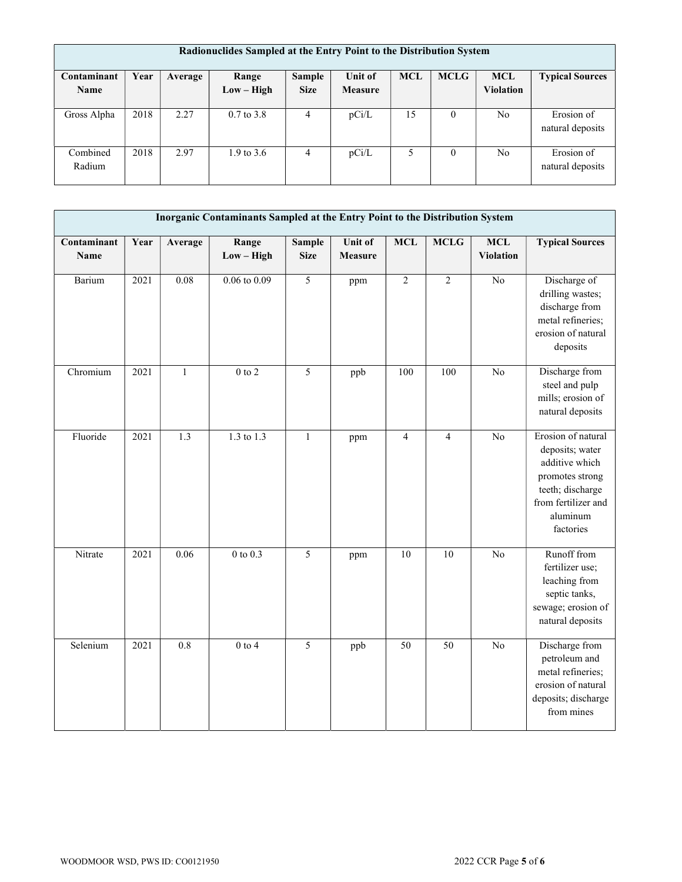| Radionuclides Sampled at the Entry Point to the Distribution System | | | | | | | | | |
|---|---|---|---|---|---|---|---|---|---|
| **Contaminant Name** | **Year** | **Average** | **Range Low – High** | **Sample Size** | **Unit of Measure** | **MCL** | **MCLG** | **MCL Violation** | **Typical Sources** |
| Gross Alpha | 2018 | 2.27 | 0.7 to 3.8 | 4 | pCi/L | 15 | 0 | No | Erosion of natural deposits |
| Combined Radium | 2018 | 2.97 | 1.9 to 3.6 | 4 | pCi/L | 5 | 0 | No | Erosion of natural deposits |

| Inorganic Contaminants Sampled at the Entry Point to the Distribution System | | | | | | | | | |
|---|---|---|---|---|---|---|---|---|---|
| **Contaminant Name** | **Year** | **Average** | **Range Low – High** | **Sample Size** | **Unit of Measure** | **MCL** | **MCLG** | **MCL Violation** | **Typical Sources** |
| Barium | 2021 | 0.08 | 0.06 to 0.09 | 5 | ppm | 2 | 2 | No | Discharge of drilling wastes; discharge from metal refineries; erosion of natural deposits |
| Chromium | 2021 | 1 | 0 to 2 | 5 | ppb | 100 | 100 | No | Discharge from steel and pulp mills; erosion of natural deposits |
| Fluoride | 2021 | 1.3 | 1.3 to 1.3 | 1 | ppm | 4 | 4 | No | Erosion of natural deposits; water additive which promotes strong teeth; discharge from fertilizer and aluminum factories |
| Nitrate | 2021 | 0.06 | 0 to 0.3 | 5 | ppm | 10 | 10 | No | Runoff from fertilizer use; leaching from septic tanks, sewage; erosion of natural deposits |
| Selenium | 2021 | 0.8 | 0 to 4 | 5 | ppb | 50 | 50 | No | Discharge from petroleum and metal refineries; erosion of natural deposits; discharge from mines |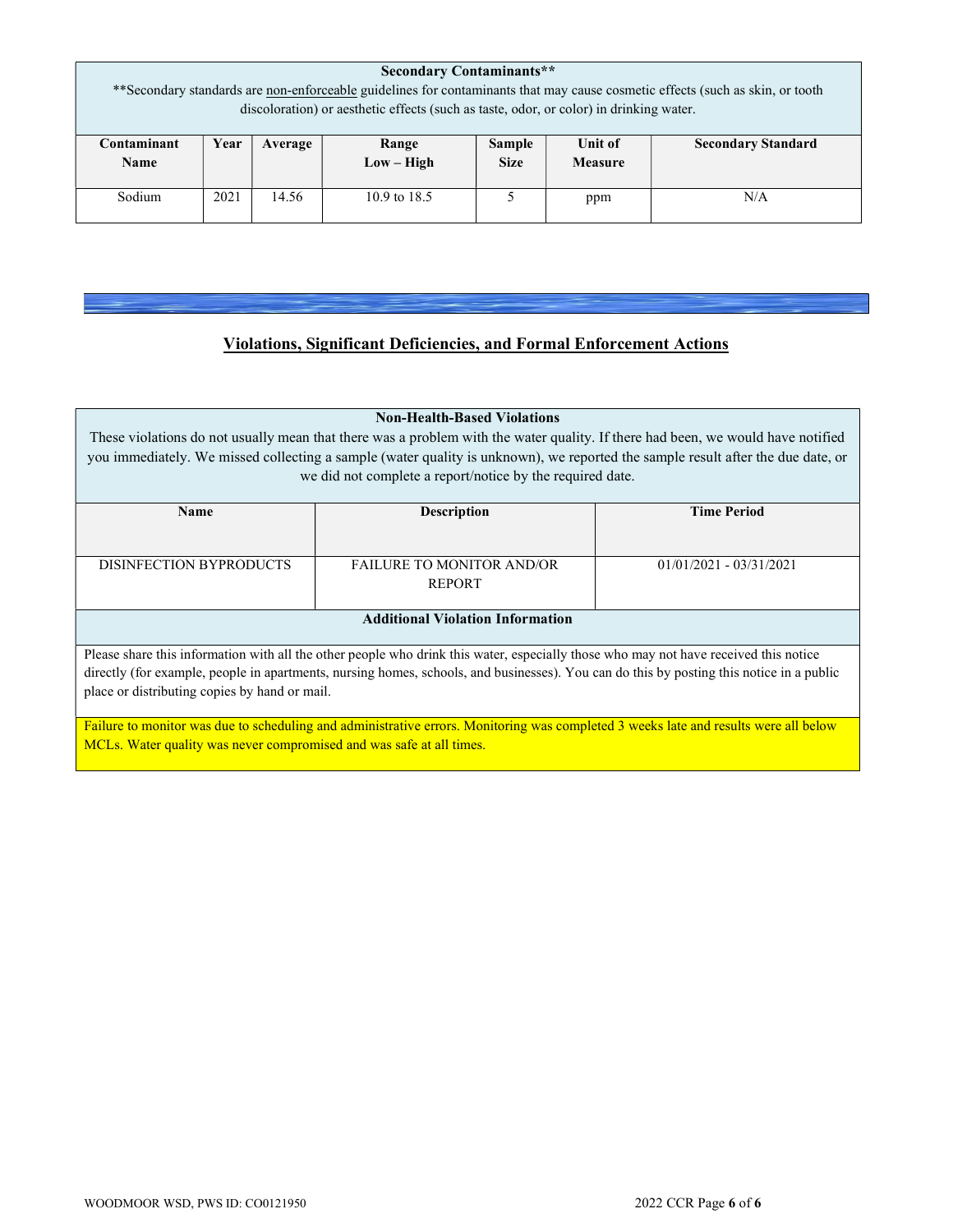**Secondary Contaminants****

**Secondary standards are non-enforceable guidelines for contaminants that may cause cosmetic effects (such as skin, or tooth discoloration) or aesthetic effects (such as taste, odor, or color) in drinking water.

| Contaminant Name | Year | Average | Range Low – High | Sample Size | Unit of Measure | Secondary Standard |
|---|---|---|---|---|---|---|
| Sodium | 2021 | 14.56 | 10.9 to 18.5 | 5 | ppm | N/A |

## Violations, Significant Deficiencies, and Formal Enforcement Actions

**Non-Health-Based Violations**

These violations do not usually mean that there was a problem with the water quality. If there had been, we would have notified you immediately. We missed collecting a sample (water quality is unknown), we reported the sample result after the due date, or we did not complete a report/notice by the required date.

| Name | Description | Time Period |
|---|---|---|
| DISINFECTION BYPRODUCTS | FAILURE TO MONITOR AND/OR REPORT | 01/01/2021 - 03/31/2021 |

**Additional Violation Information**

Please share this information with all the other people who drink this water, especially those who may not have received this notice directly (for example, people in apartments, nursing homes, schools, and businesses). You can do this by posting this notice in a public place or distributing copies by hand or mail.

Failure to monitor was due to scheduling and administrative errors. Monitoring was completed 3 weeks late and results were all below MCLs. Water quality was never compromised and was safe at all times.